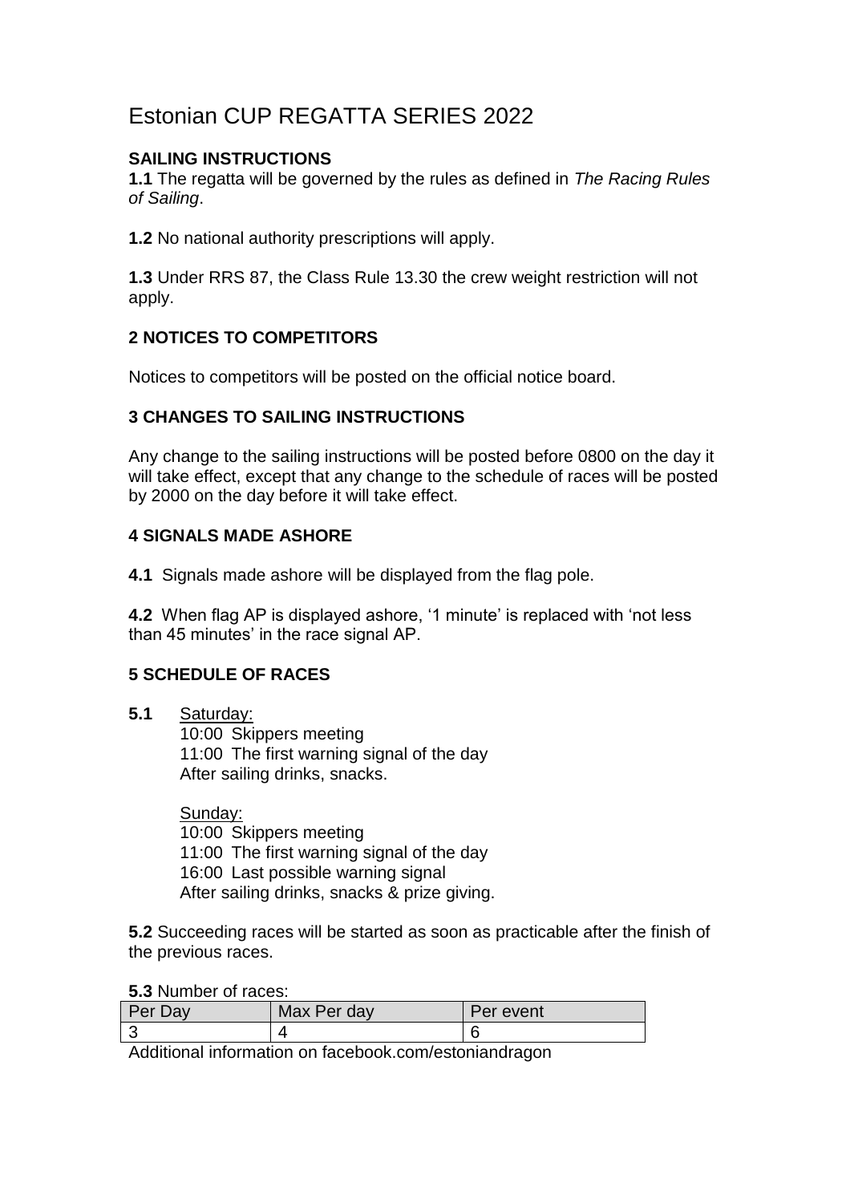# Estonian CUP REGATTA SERIES 2022

**SAILING INSTRUCTIONS**

**1.1** The regatta will be governed by the rules as defined in *The Racing Rules of Sailing*.

**1.2** No national authority prescriptions will apply.

**1.3** Under RRS 87, the Class Rule 13.30 the crew weight restriction will not apply.

## 2 NOTICES TO COMPETITORS

Notices to competitors will be posted on the official notice board.

## 3 CHANGES TO SAILING INSTRUCTIONS

Any change to the sailing instructions will be posted before 0800 on the day it will take effect, except that any change to the schedule of races will be posted by 2000 on the day before it will take effect.

## 4 SIGNALS MADE ASHORE

**4.1** Signals made ashore will be displayed from the flag pole.

**4.2** When flag AP is displayed ashore, '1 minute' is replaced with 'not less than 45 minutes' in the race signal AP.

## 5 SCHEDULE OF RACES

**5.1** Saturday:

10:00 Skippers meeting
11:00 The first warning signal of the day
After sailing drinks, snacks.

Sunday:

10:00 Skippers meeting
11:00 The first warning signal of the day
16:00 Last possible warning signal
After sailing drinks, snacks & prize giving.

**5.2** Succeeding races will be started as soon as practicable after the finish of the previous races.

**5.3** Number of races:

| Per Day | Max Per day | Per event |
|---|---|---|
| 3 | 4 | 6 |

Additional information on facebook.com/estoniandragon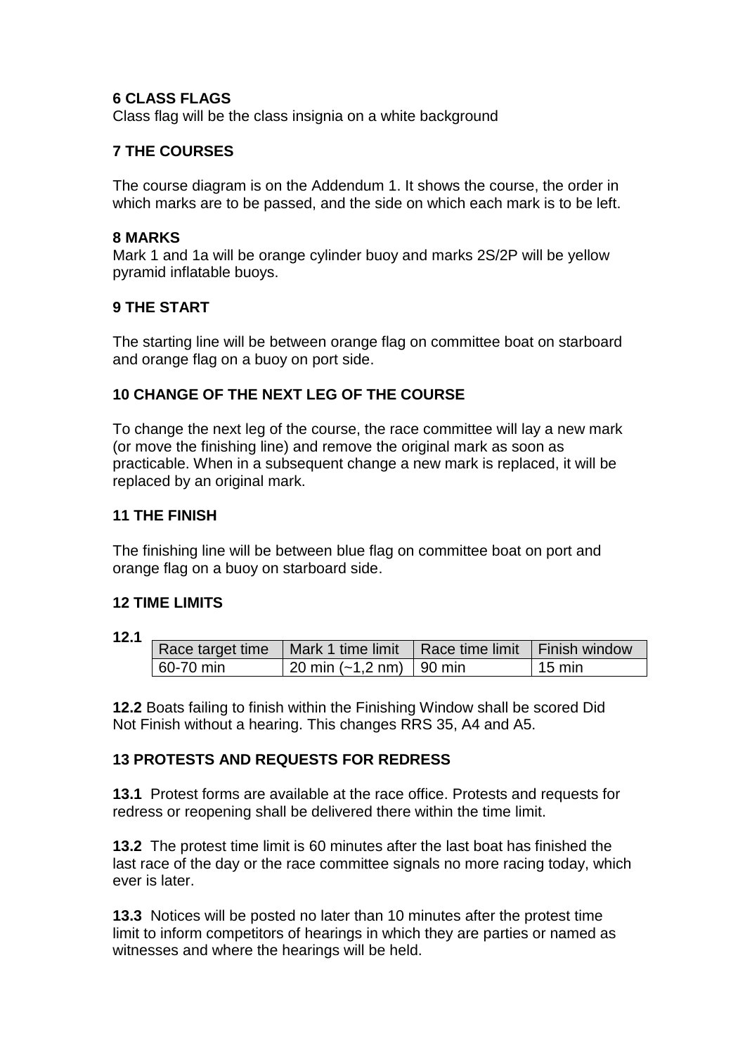## 6 CLASS FLAGS

Class flag will be the class insignia on a white background

## 7 THE COURSES

The course diagram is on the Addendum 1. It shows the course, the order in which marks are to be passed, and the side on which each mark is to be left.

## 8 MARKS

Mark 1 and 1a will be orange cylinder buoy and marks 2S/2P will be yellow pyramid inflatable buoys.

## 9 THE START

The starting line will be between orange flag on committee boat on starboard and orange flag on a buoy on port side.

## 10 CHANGE OF THE NEXT LEG OF THE COURSE

To change the next leg of the course, the race committee will lay a new mark (or move the finishing line) and remove the original mark as soon as practicable. When in a subsequent change a new mark is replaced, it will be replaced by an original mark.

## 11 THE FINISH

The finishing line will be between blue flag on committee boat on port and orange flag on a buoy on starboard side.

## 12 TIME LIMITS

**12.1**

| Race target time | Mark 1 time limit | Race time limit | Finish window |
|---|---|---|---|
| 60-70 min | 20 min (~1,2 nm) | 90 min | 15 min |

**12.2** Boats failing to finish within the Finishing Window shall be scored Did Not Finish without a hearing. This changes RRS 35, A4 and A5.

## 13 PROTESTS AND REQUESTS FOR REDRESS

**13.1** Protest forms are available at the race office. Protests and requests for redress or reopening shall be delivered there within the time limit.

**13.2** The protest time limit is 60 minutes after the last boat has finished the last race of the day or the race committee signals no more racing today, which ever is later.

**13.3** Notices will be posted no later than 10 minutes after the protest time limit to inform competitors of hearings in which they are parties or named as witnesses and where the hearings will be held.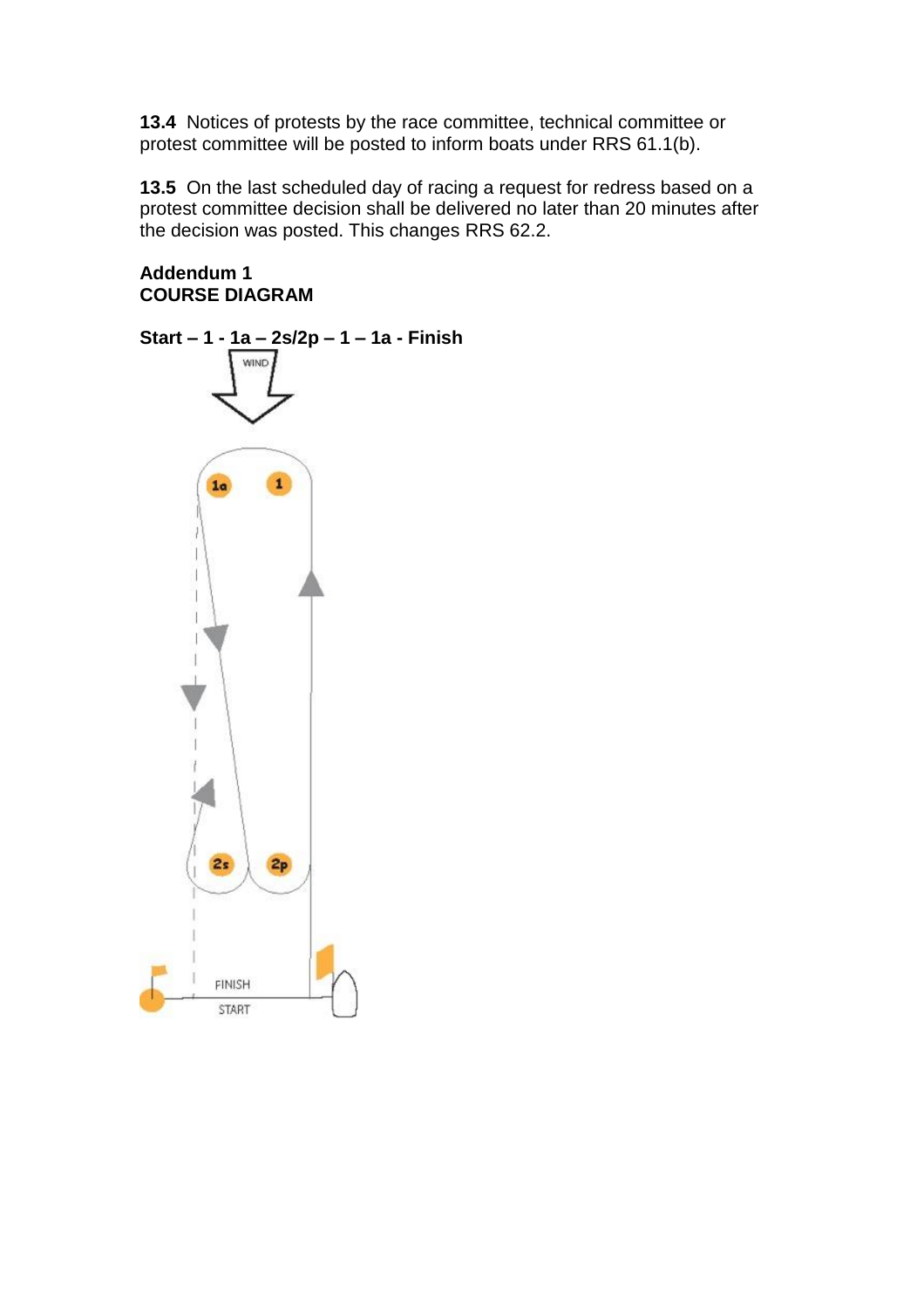**13.4** Notices of protests by the race committee, technical committee or protest committee will be posted to inform boats under RRS 61.1(b).

**13.5** On the last scheduled day of racing a request for redress based on a protest committee decision shall be delivered no later than 20 minutes after the decision was posted. This changes RRS 62.2.

**Addendum 1**
**COURSE DIAGRAM**

**Start – 1 - 1a – 2s/2p – 1 – 1a - Finish**

WIND

1a
1
2s
2p
FINISH
START